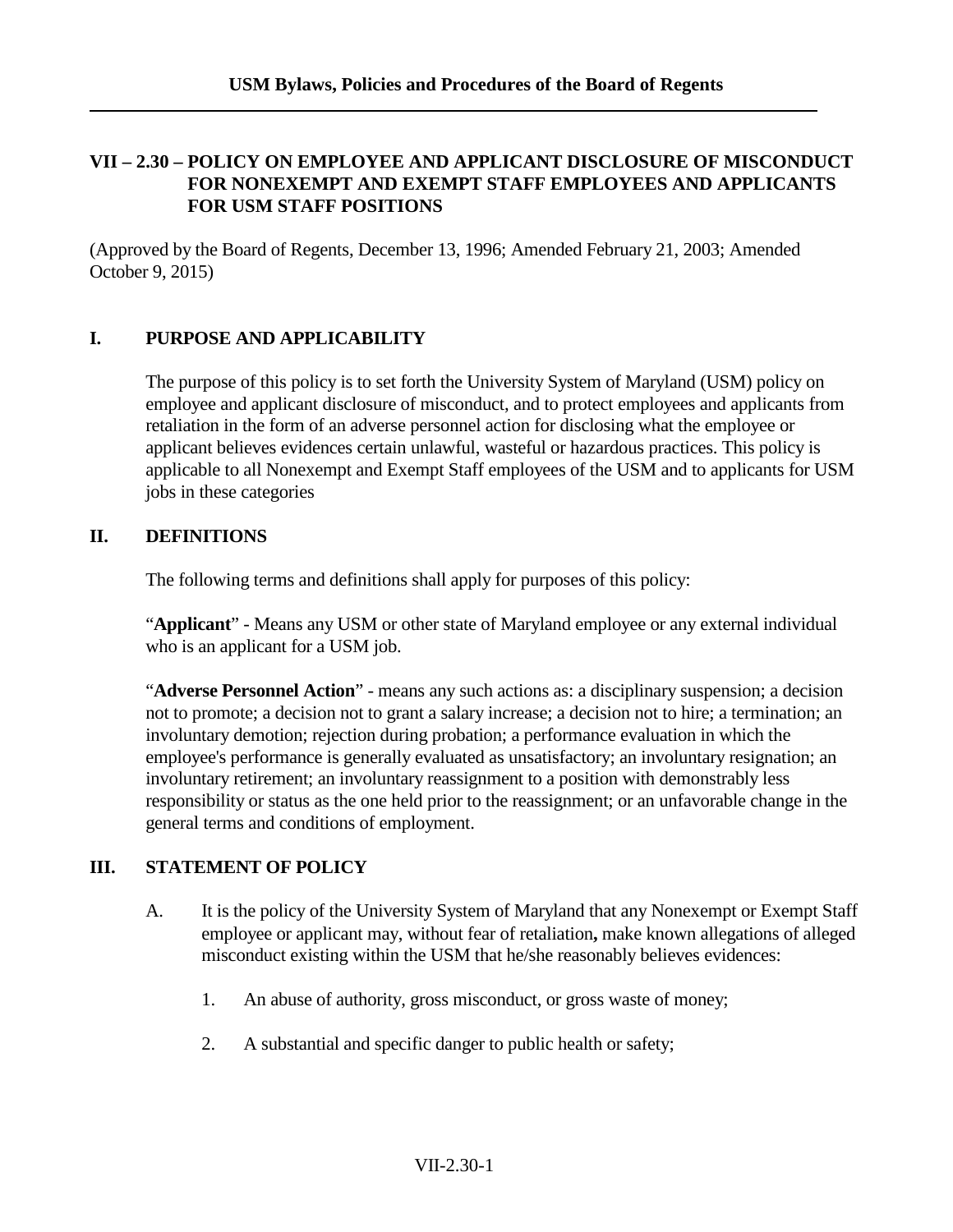# VII – 2.30 – POLICY ON EMPLOYEE AND APPLICANT DISCLOSURE OF MISCONDUCT FOR NONEXEMPT AND EXEMPT STAFF EMPLOYEES AND APPLICANTS FOR USM STAFF POSITIONS

(Approved by the Board of Regents, December 13, 1996; Amended February 21, 2003; Amended October 9, 2015)

## I. PURPOSE AND APPLICABILITY

The purpose of this policy is to set forth the University System of Maryland (USM) policy on employee and applicant disclosure of misconduct, and to protect employees and applicants from retaliation in the form of an adverse personnel action for disclosing what the employee or applicant believes evidences certain unlawful, wasteful or hazardous practices. This policy is applicable to all Nonexempt and Exempt Staff employees of the USM and to applicants for USM jobs in these categories

## II. DEFINITIONS

The following terms and definitions shall apply for purposes of this policy:

"**Applicant**" - Means any USM or other state of Maryland employee or any external individual who is an applicant for a USM job.

"**Adverse Personnel Action**" - means any such actions as: a disciplinary suspension; a decision not to promote; a decision not to grant a salary increase; a decision not to hire; a termination; an involuntary demotion; rejection during probation; a performance evaluation in which the employee's performance is generally evaluated as unsatisfactory; an involuntary resignation; an involuntary retirement; an involuntary reassignment to a position with demonstrably less responsibility or status as the one held prior to the reassignment; or an unfavorable change in the general terms and conditions of employment.

## III. STATEMENT OF POLICY

A. It is the policy of the University System of Maryland that any Nonexempt or Exempt Staff employee or applicant may, without fear of retaliation**,** make known allegations of alleged misconduct existing within the USM that he/she reasonably believes evidences:

1. An abuse of authority, gross misconduct, or gross waste of money;

2. A substantial and specific danger to public health or safety;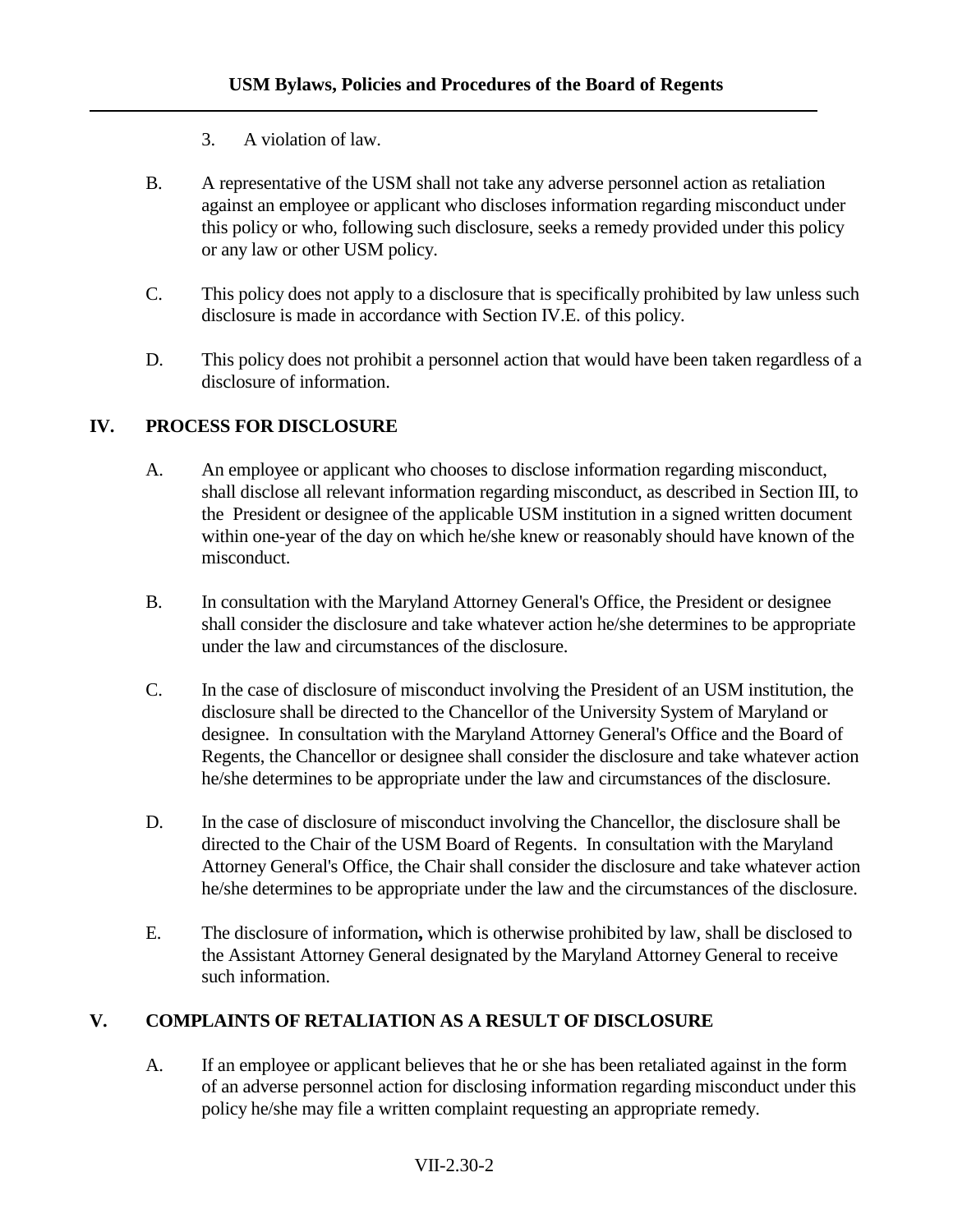3. A violation of law.

B. A representative of the USM shall not take any adverse personnel action as retaliation against an employee or applicant who discloses information regarding misconduct under this policy or who, following such disclosure, seeks a remedy provided under this policy or any law or other USM policy.

C. This policy does not apply to a disclosure that is specifically prohibited by law unless such disclosure is made in accordance with Section IV.E. of this policy.

D. This policy does not prohibit a personnel action that would have been taken regardless of a disclosure of information.

## IV. PROCESS FOR DISCLOSURE

A. An employee or applicant who chooses to disclose information regarding misconduct, shall disclose all relevant information regarding misconduct, as described in Section III, to the President or designee of the applicable USM institution in a signed written document within one-year of the day on which he/she knew or reasonably should have known of the misconduct.

B. In consultation with the Maryland Attorney General's Office, the President or designee shall consider the disclosure and take whatever action he/she determines to be appropriate under the law and circumstances of the disclosure.

C. In the case of disclosure of misconduct involving the President of an USM institution, the disclosure shall be directed to the Chancellor of the University System of Maryland or designee. In consultation with the Maryland Attorney General's Office and the Board of Regents, the Chancellor or designee shall consider the disclosure and take whatever action he/she determines to be appropriate under the law and circumstances of the disclosure.

D. In the case of disclosure of misconduct involving the Chancellor, the disclosure shall be directed to the Chair of the USM Board of Regents. In consultation with the Maryland Attorney General's Office, the Chair shall consider the disclosure and take whatever action he/she determines to be appropriate under the law and the circumstances of the disclosure.

E. The disclosure of information**,** which is otherwise prohibited by law, shall be disclosed to the Assistant Attorney General designated by the Maryland Attorney General to receive such information.

## V. COMPLAINTS OF RETALIATION AS A RESULT OF DISCLOSURE

A. If an employee or applicant believes that he or she has been retaliated against in the form of an adverse personnel action for disclosing information regarding misconduct under this policy he/she may file a written complaint requesting an appropriate remedy.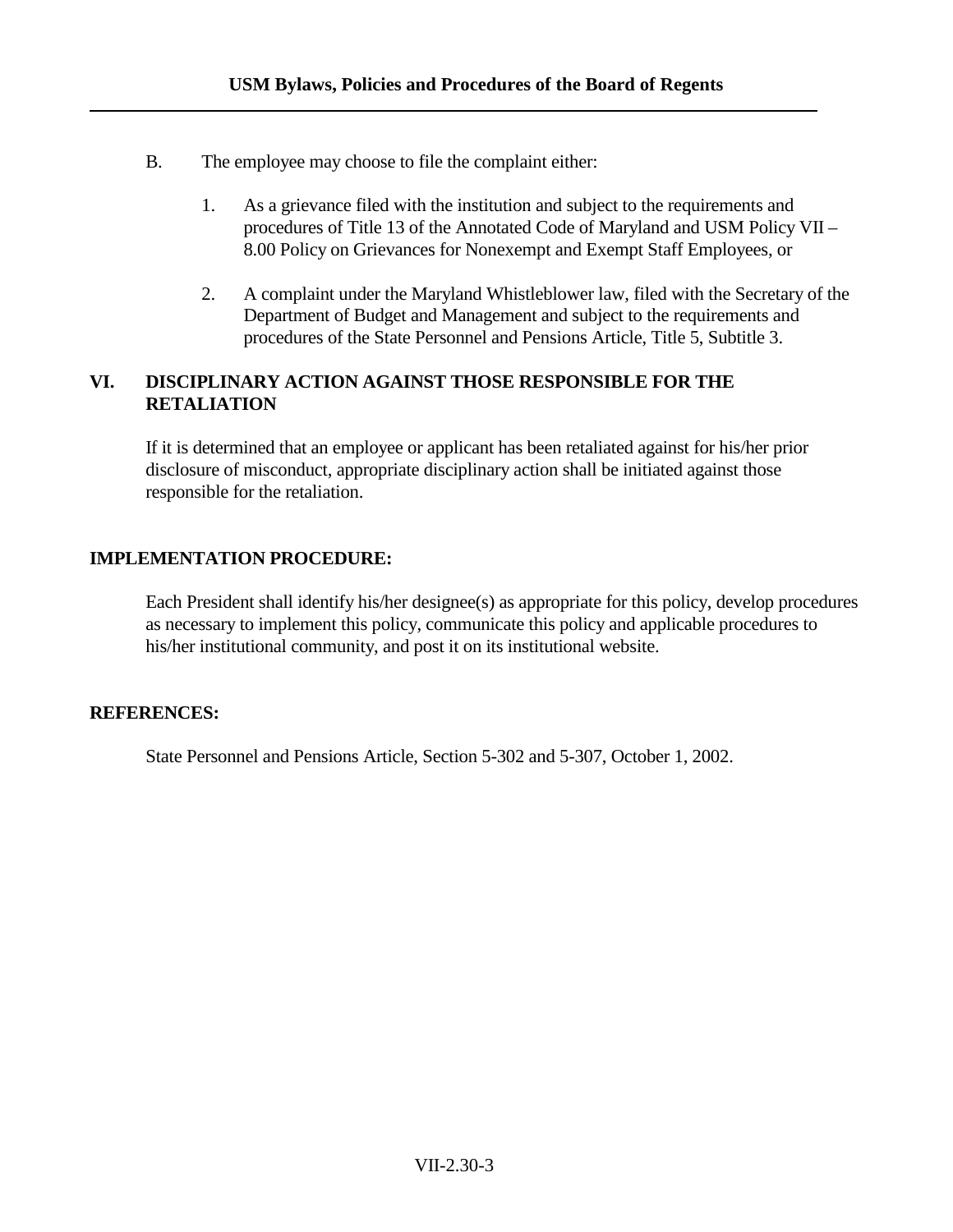B. The employee may choose to file the complaint either:

1. As a grievance filed with the institution and subject to the requirements and procedures of Title 13 of the Annotated Code of Maryland and USM Policy VII – 8.00 Policy on Grievances for Nonexempt and Exempt Staff Employees, or

2. A complaint under the Maryland Whistleblower law, filed with the Secretary of the Department of Budget and Management and subject to the requirements and procedures of the State Personnel and Pensions Article, Title 5, Subtitle 3.

## VI. DISCIPLINARY ACTION AGAINST THOSE RESPONSIBLE FOR THE RETALIATION

If it is determined that an employee or applicant has been retaliated against for his/her prior disclosure of misconduct, appropriate disciplinary action shall be initiated against those responsible for the retaliation.

## IMPLEMENTATION PROCEDURE:

Each President shall identify his/her designee(s) as appropriate for this policy, develop procedures as necessary to implement this policy, communicate this policy and applicable procedures to his/her institutional community, and post it on its institutional website.

## REFERENCES:

State Personnel and Pensions Article, Section 5-302 and 5-307, October 1, 2002.